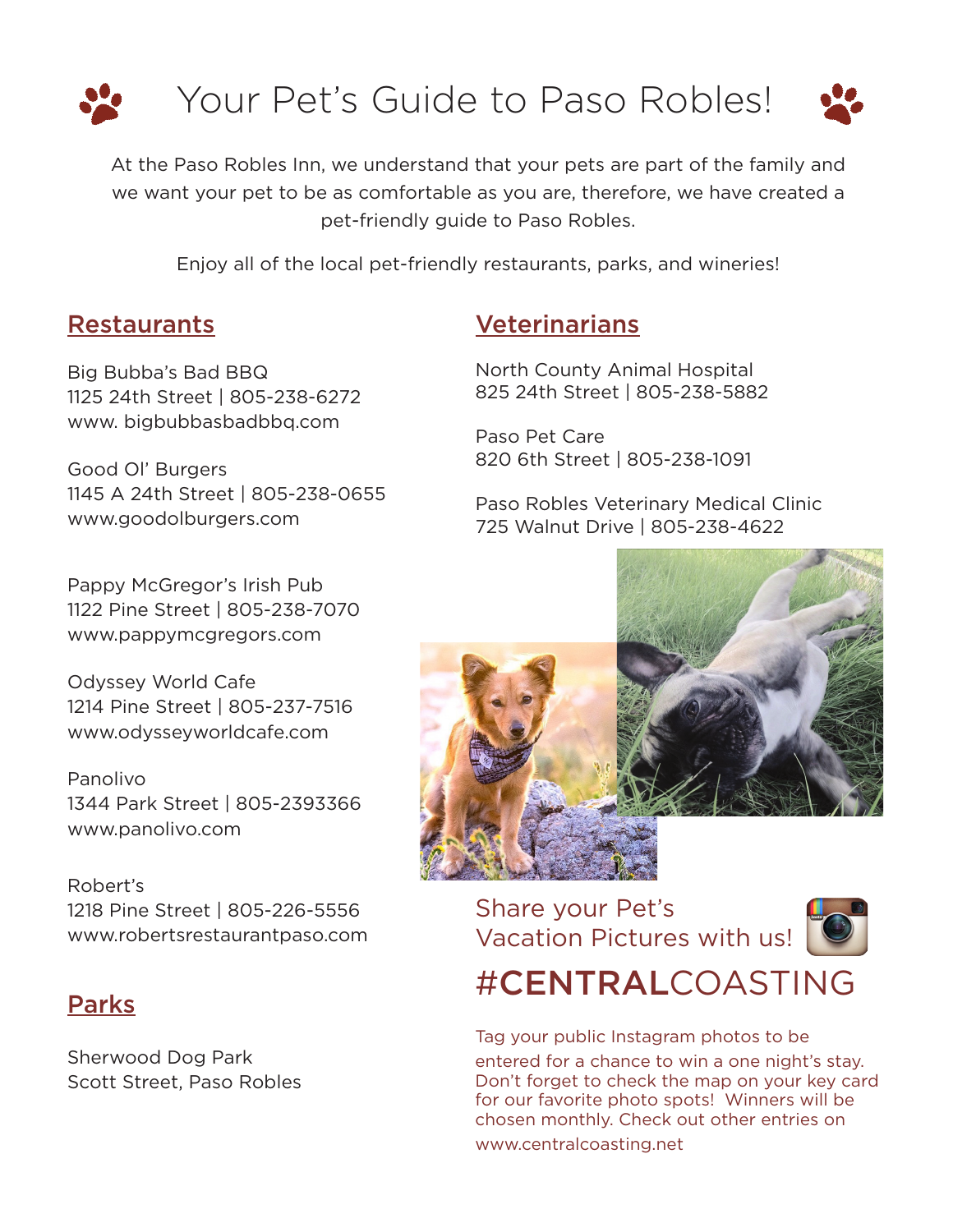# Your Pet's Guide to Paso Robles!

At the Paso Robles Inn, we understand that your pets are part of the family and we want your pet to be as comfortable as you are, therefore, we have created a pet-friendly guide to Paso Robles.

Enjoy all of the local pet-friendly restaurants, parks, and wineries!

## Restaurants

Big Bubba's Bad BBQ
1125 24th Street | 805-238-6272
www. bigbubbasbadbbq.com

Good Ol' Burgers
1145 A 24th Street | 805-238-0655
www.goodolburgers.com

Pappy McGregor's Irish Pub
1122 Pine Street | 805-238-7070
www.pappymcgregors.com

Odyssey World Cafe
1214 Pine Street | 805-237-7516
www.odysseyworldcafe.com

Panolivo
1344 Park Street | 805-2393366
www.panolivo.com

Robert's
1218 Pine Street | 805-226-5556
www.robertsrestaurantpaso.com

## Parks

Sherwood Dog Park
Scott Street, Paso Robles

## Veterinarians

North County Animal Hospital
825 24th Street | 805-238-5882

Paso Pet Care
820 6th Street | 805-238-1091

Paso Robles Veterinary Medical Clinic
725 Walnut Drive | 805-238-4622

Share your Pet's Vacation Pictures with us!

# #CENTRALCOASTING

Tag your public Instagram photos to be entered for a chance to win a one night's stay. Don't forget to check the map on your key card for our favorite photo spots! Winners will be chosen monthly. Check out other entries on www.centralcoasting.net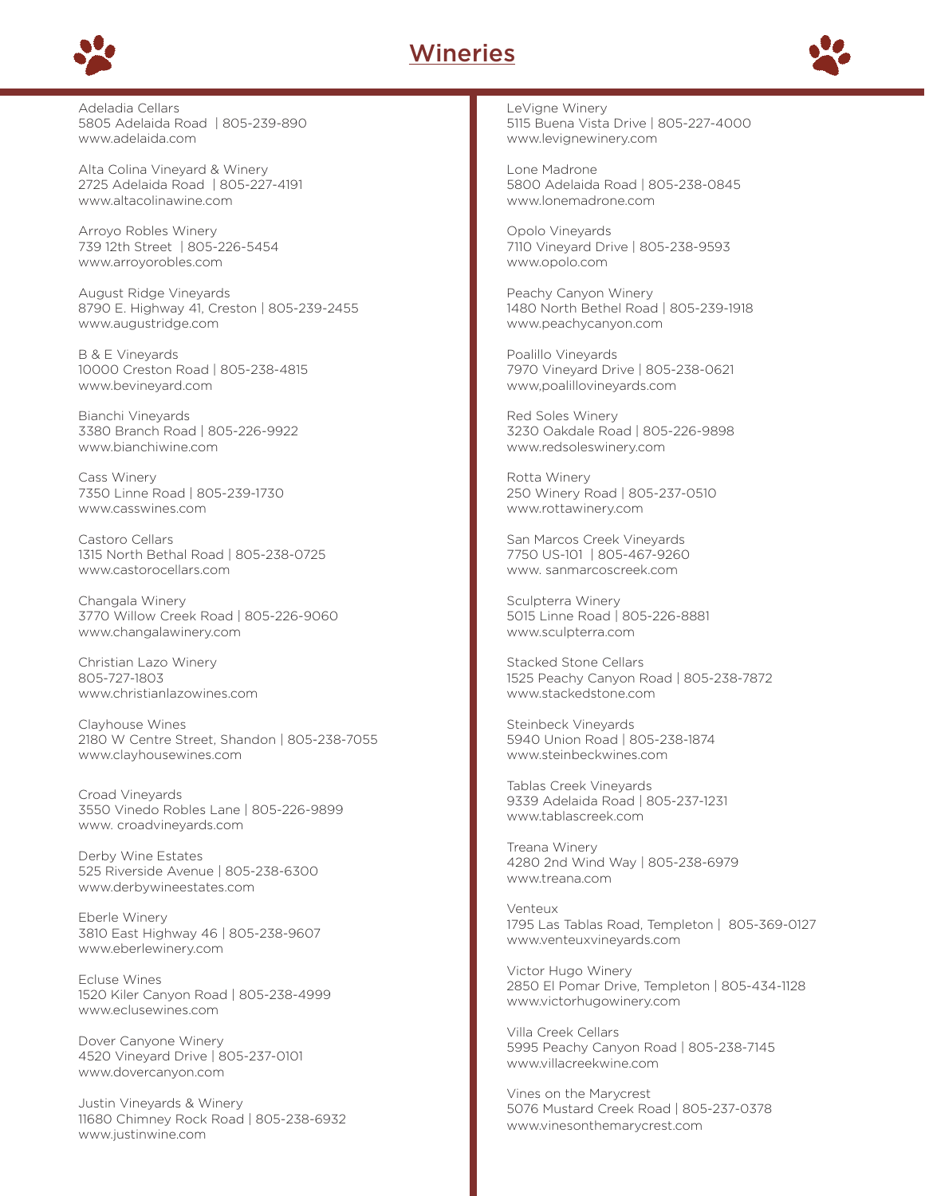# Wineries

Adeladia Cellars
5805 Adelaida Road | 805-239-890
www.adelaida.com

Alta Colina Vineyard & Winery
2725 Adelaida Road | 805-227-4191
www.altacolinawine.com

Arroyo Robles Winery
739 12th Street | 805-226-5454
www.arroyorobles.com

August Ridge Vineyards
8790 E. Highway 41, Creston | 805-239-2455
www.augustridge.com

B & E Vineyards
10000 Creston Road | 805-238-4815
www.bevineyard.com

Bianchi Vineyards
3380 Branch Road | 805-226-9922
www.bianchiwine.com

Cass Winery
7350 Linne Road | 805-239-1730
www.casswines.com

Castoro Cellars
1315 North Bethal Road | 805-238-0725
www.castorocellars.com

Changala Winery
3770 Willow Creek Road | 805-226-9060
www.changalawinery.com

Christian Lazo Winery
805-727-1803
www.christianlazowines.com

Clayhouse Wines
2180 W Centre Street, Shandon | 805-238-7055
www.clayhousewines.com

Croad Vineyards
3550 Vinedo Robles Lane | 805-226-9899
www. croadvineyards.com

Derby Wine Estates
525 Riverside Avenue | 805-238-6300
www.derbywineestates.com

Eberle Winery
3810 East Highway 46 | 805-238-9607
www.eberlewinery.com

Ecluse Wines
1520 Kiler Canyon Road | 805-238-4999
www.eclusewines.com

Dover Canyone Winery
4520 Vineyard Drive | 805-237-0101
www.dovercanyon.com

Justin Vineyards & Winery
11680 Chimney Rock Road | 805-238-6932
www.justinwine.com

LeVigne Winery
5115 Buena Vista Drive | 805-227-4000
www.levignewinery.com

Lone Madrone
5800 Adelaida Road | 805-238-0845
www.lonemadrone.com

Opolo Vineyards
7110 Vineyard Drive | 805-238-9593
www.opolo.com

Peachy Canyon Winery
1480 North Bethel Road | 805-239-1918
www.peachycanyon.com

Poalillo Vineyards
7970 Vineyard Drive | 805-238-0621
www,poalillovineyards.com

Red Soles Winery
3230 Oakdale Road | 805-226-9898
www.redsoleswinery.com

Rotta Winery
250 Winery Road | 805-237-0510
www.rottawinery.com

San Marcos Creek Vineyards
7750 US-101 | 805-467-9260
www. sanmarcoscreek.com

Sculpterra Winery
5015 Linne Road | 805-226-8881
www.sculpterra.com

Stacked Stone Cellars
1525 Peachy Canyon Road | 805-238-7872
www.stackedstone.com

Steinbeck Vineyards
5940 Union Road | 805-238-1874
www.steinbeckwines.com

Tablas Creek Vineyards
9339 Adelaida Road | 805-237-1231
www.tablascreek.com

Treana Winery
4280 2nd Wind Way | 805-238-6979
www.treana.com

Venteux
1795 Las Tablas Road, Templeton | 805-369-0127
www.venteuxvineyards.com

Victor Hugo Winery
2850 El Pomar Drive, Templeton | 805-434-1128
www.victorhugowinery.com

Villa Creek Cellars
5995 Peachy Canyon Road | 805-238-7145
www.villacreekwine.com

Vines on the Marycrest
5076 Mustard Creek Road | 805-237-0378
www.vinesonthemarycrest.com